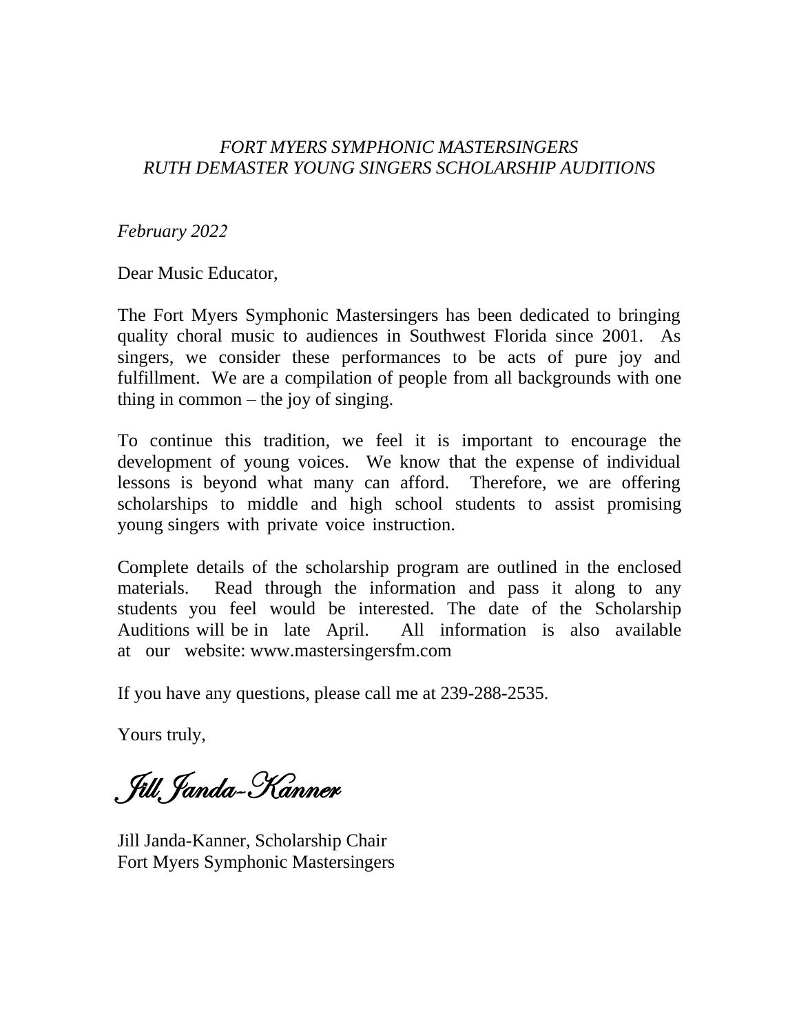*FORT MYERS SYMPHONIC MASTERSINGERS*
*RUTH DEMASTER YOUNG SINGERS SCHOLARSHIP AUDITIONS*

*February 2022*

Dear Music Educator,

The Fort Myers Symphonic Mastersingers has been dedicated to bringing quality choral music to audiences in Southwest Florida since 2001. As singers, we consider these performances to be acts of pure joy and fulfillment. We are a compilation of people from all backgrounds with one thing in common – the joy of singing.

To continue this tradition, we feel it is important to encourage the development of young voices. We know that the expense of individual lessons is beyond what many can afford. Therefore, we are offering scholarships to middle and high school students to assist promising young singers with private voice instruction.

Complete details of the scholarship program are outlined in the enclosed materials. Read through the information and pass it along to any students you feel would be interested. The date of the Scholarship Auditions will be in late April. All information is also available at our website: www.mastersingersfm.com

If you have any questions, please call me at 239-288-2535.

Yours truly,

*Jill Janda-Kanner*

Jill Janda-Kanner, Scholarship Chair
Fort Myers Symphonic Mastersingers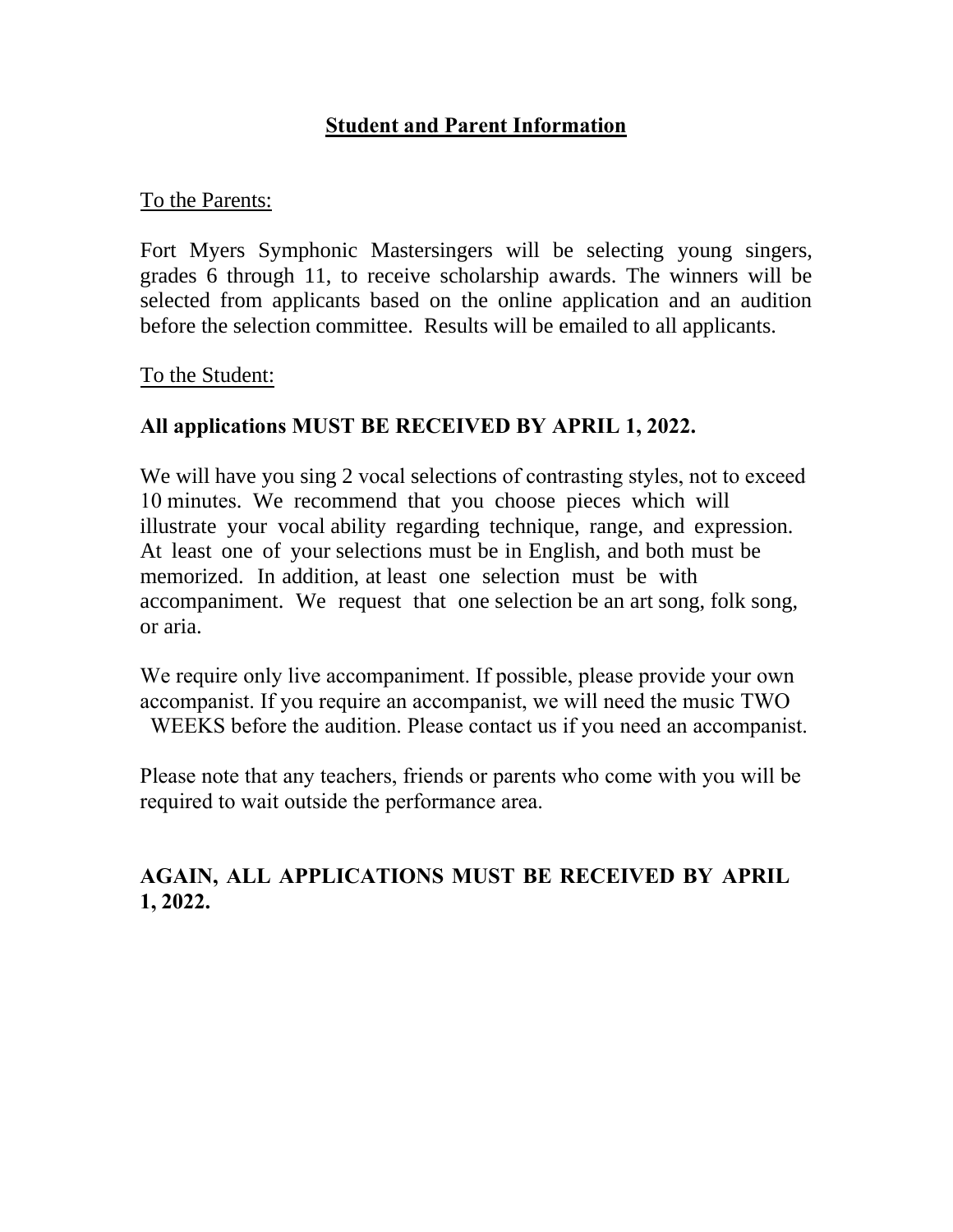## Student and Parent Information

To the Parents:

Fort Myers Symphonic Mastersingers will be selecting young singers, grades 6 through 11, to receive scholarship awards. The winners will be selected from applicants based on the online application and an audition before the selection committee. Results will be emailed to all applicants.

To the Student:

**All applications MUST BE RECEIVED BY APRIL 1, 2022.**

We will have you sing 2 vocal selections of contrasting styles, not to exceed 10 minutes. We recommend that you choose pieces which will illustrate your vocal ability regarding technique, range, and expression. At least one of your selections must be in English, and both must be memorized. In addition, at least one selection must be with accompaniment. We request that one selection be an art song, folk song, or aria.

We require only live accompaniment. If possible, please provide your own accompanist. If you require an accompanist, we will need the music TWO WEEKS before the audition. Please contact us if you need an accompanist.

Please note that any teachers, friends or parents who come with you will be required to wait outside the performance area.

**AGAIN, ALL APPLICATIONS MUST BE RECEIVED BY APRIL 1, 2022.**